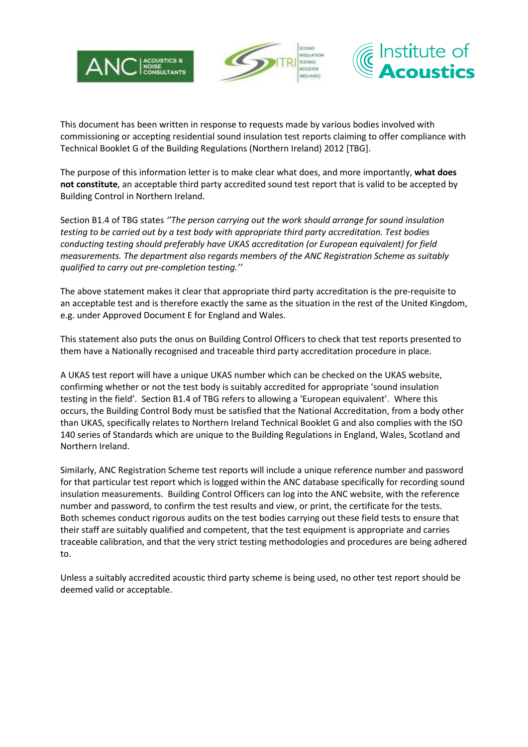This document has been written in response to requests made by various bodies involved with commissioning or accepting residential sound insulation test reports claiming to offer compliance with Technical Booklet G of the Building Regulations (Northern Ireland) 2012 [TBG].

The purpose of this information letter is to make clear what does, and more importantly, **what does not constitute**, an acceptable third party accredited sound test report that is valid to be accepted by Building Control in Northern Ireland.

Section B1.4 of TBG states *''The person carrying out the work should arrange for sound insulation testing to be carried out by a test body with appropriate third party accreditation. Test bodies conducting testing should preferably have UKAS accreditation (or European equivalent) for field measurements. The department also regards members of the ANC Registration Scheme as suitably qualified to carry out pre-completion testing.''*

The above statement makes it clear that appropriate third party accreditation is the pre-requisite to an acceptable test and is therefore exactly the same as the situation in the rest of the United Kingdom, e.g. under Approved Document E for England and Wales.

This statement also puts the onus on Building Control Officers to check that test reports presented to them have a Nationally recognised and traceable third party accreditation procedure in place.

A UKAS test report will have a unique UKAS number which can be checked on the UKAS website, confirming whether or not the test body is suitably accredited for appropriate 'sound insulation testing in the field'. Section B1.4 of TBG refers to allowing a 'European equivalent'. Where this occurs, the Building Control Body must be satisfied that the National Accreditation, from a body other than UKAS, specifically relates to Northern Ireland Technical Booklet G and also complies with the ISO 140 series of Standards which are unique to the Building Regulations in England, Wales, Scotland and Northern Ireland.

Similarly, ANC Registration Scheme test reports will include a unique reference number and password for that particular test report which is logged within the ANC database specifically for recording sound insulation measurements. Building Control Officers can log into the ANC website, with the reference number and password, to confirm the test results and view, or print, the certificate for the tests. Both schemes conduct rigorous audits on the test bodies carrying out these field tests to ensure that their staff are suitably qualified and competent, that the test equipment is appropriate and carries traceable calibration, and that the very strict testing methodologies and procedures are being adhered to.

Unless a suitably accredited acoustic third party scheme is being used, no other test report should be deemed valid or acceptable.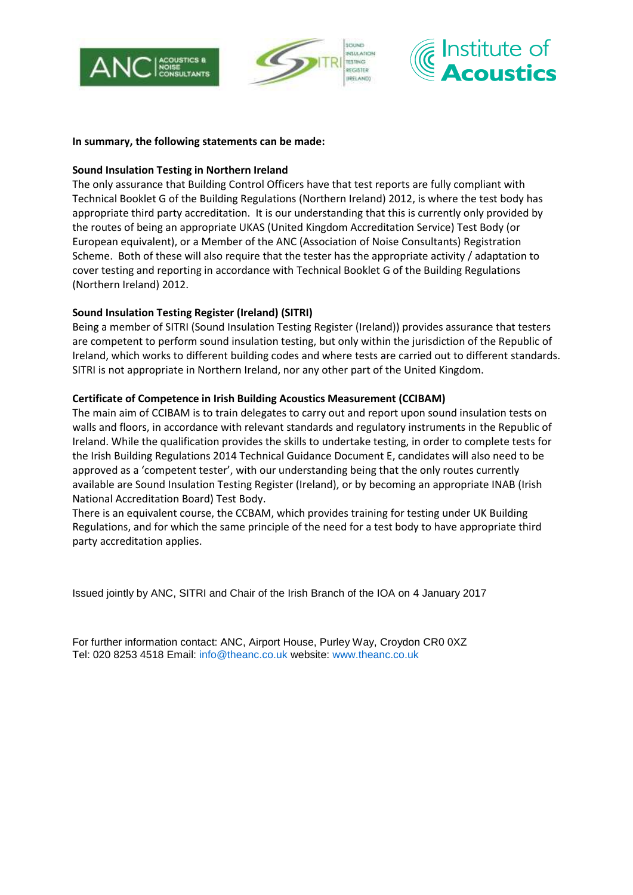**In summary, the following statements can be made:**

**Sound Insulation Testing in Northern Ireland**

The only assurance that Building Control Officers have that test reports are fully compliant with Technical Booklet G of the Building Regulations (Northern Ireland) 2012, is where the test body has appropriate third party accreditation. It is our understanding that this is currently only provided by the routes of being an appropriate UKAS (United Kingdom Accreditation Service) Test Body (or European equivalent), or a Member of the ANC (Association of Noise Consultants) Registration Scheme. Both of these will also require that the tester has the appropriate activity / adaptation to cover testing and reporting in accordance with Technical Booklet G of the Building Regulations (Northern Ireland) 2012.

**Sound Insulation Testing Register (Ireland) (SITRI)**

Being a member of SITRI (Sound Insulation Testing Register (Ireland)) provides assurance that testers are competent to perform sound insulation testing, but only within the jurisdiction of the Republic of Ireland, which works to different building codes and where tests are carried out to different standards. SITRI is not appropriate in Northern Ireland, nor any other part of the United Kingdom.

**Certificate of Competence in Irish Building Acoustics Measurement (CCIBAM)**

The main aim of CCIBAM is to train delegates to carry out and report upon sound insulation tests on walls and floors, in accordance with relevant standards and regulatory instruments in the Republic of Ireland. While the qualification provides the skills to undertake testing, in order to complete tests for the Irish Building Regulations 2014 Technical Guidance Document E, candidates will also need to be approved as a 'competent tester', with our understanding being that the only routes currently available are Sound Insulation Testing Register (Ireland), or by becoming an appropriate INAB (Irish National Accreditation Board) Test Body.

There is an equivalent course, the CCBAM, which provides training for testing under UK Building Regulations, and for which the same principle of the need for a test body to have appropriate third party accreditation applies.

Issued jointly by ANC, SITRI and Chair of the Irish Branch of the IOA on 4 January 2017

For further information contact: ANC, Airport House, Purley Way, Croydon CR0 0XZ
Tel: 020 8253 4518 Email: info@theanc.co.uk website: www.theanc.co.uk